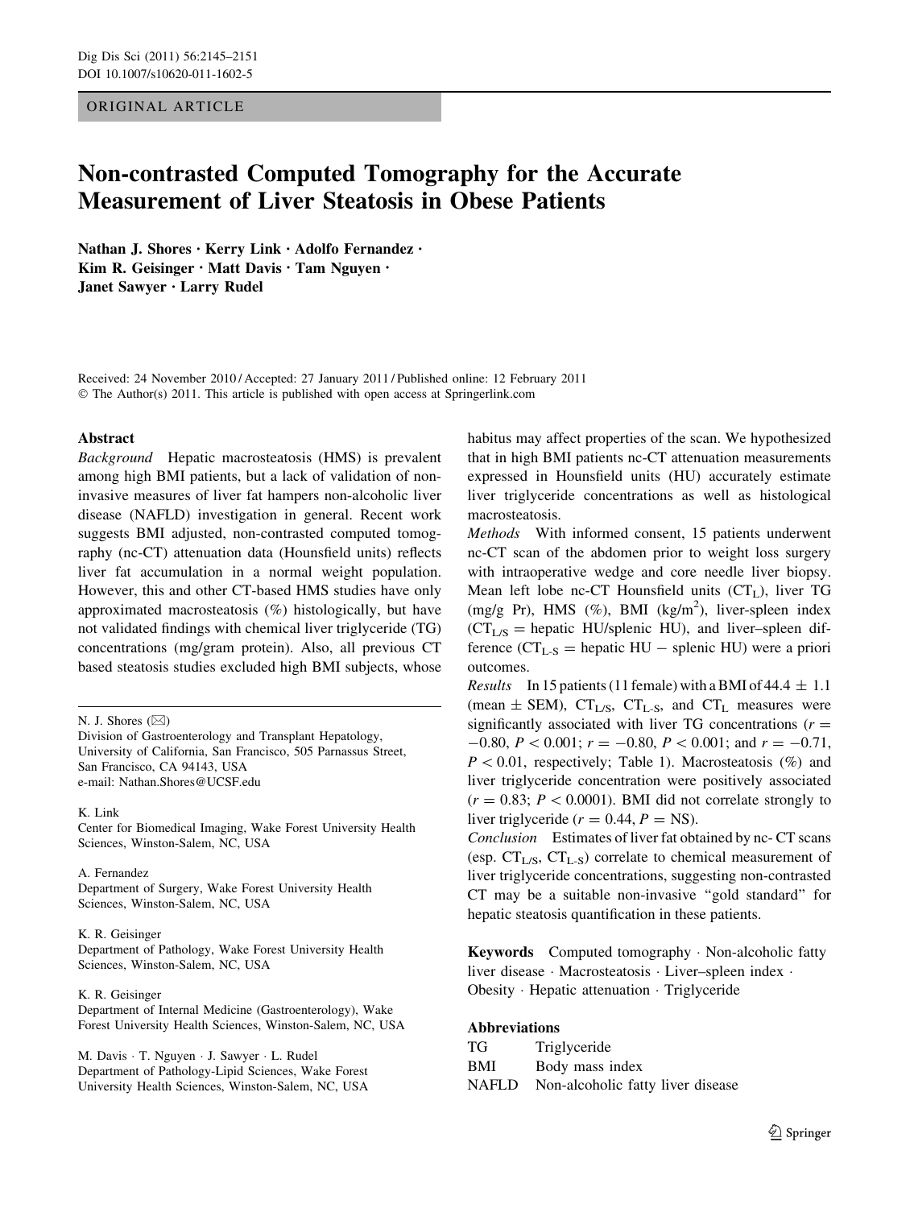ORIGINAL ARTICLE

# Non-contrasted Computed Tomography for the Accurate Measurement of Liver Steatosis in Obese Patients

Nathan J. Shores · Kerry Link · Adolfo Fernandez · Kim R. Geisinger · Matt Davis · Tam Nguyen · Janet Sawyer · Larry Rudel

Received: 24 November 2010 / Accepted: 27 January 2011 / Published online: 12 February 2011
© The Author(s) 2011. This article is published with open access at Springerlink.com

## Abstract

*Background* Hepatic macrosteatosis (HMS) is prevalent among high BMI patients, but a lack of validation of non-invasive measures of liver fat hampers non-alcoholic liver disease (NAFLD) investigation in general. Recent work suggests BMI adjusted, non-contrasted computed tomography (nc-CT) attenuation data (Hounsfield units) reflects liver fat accumulation in a normal weight population. However, this and other CT-based HMS studies have only approximated macrosteatosis (%) histologically, but have not validated findings with chemical liver triglyceride (TG) concentrations (mg/gram protein). Also, all previous CT based steatosis studies excluded high BMI subjects, whose habitus may affect properties of the scan. We hypothesized that in high BMI patients nc-CT attenuation measurements expressed in Hounsfield units (HU) accurately estimate liver triglyceride concentrations as well as histological macrosteatosis.

*Methods* With informed consent, 15 patients underwent nc-CT scan of the abdomen prior to weight loss surgery with intraoperative wedge and core needle liver biopsy. Mean left lobe nc-CT Hounsfield units ($CT_L$), liver TG (mg/g Pr), HMS (%), BMI (kg/m$^2$), liver-spleen index ($CT_{L/S}$ = hepatic HU/splenic HU), and liver–spleen difference ($CT_{L-S}$ = hepatic HU − splenic HU) were a priori outcomes.

*Results* In 15 patients (11 female) with a BMI of 44.4 ± 1.1 (mean ± SEM), $CT_{L/S}$, $CT_{L-S}$, and $CT_L$ measures were significantly associated with liver TG concentrations ($r = -0.80$, $P < 0.001$; $r = -0.80$, $P < 0.001$; and $r = -0.71$, $P < 0.01$, respectively; Table 1). Macrosteatosis (%) and liver triglyceride concentration were positively associated ($r = 0.83$; $P < 0.0001$). BMI did not correlate strongly to liver triglyceride ($r = 0.44$, $P$ = NS).

*Conclusion* Estimates of liver fat obtained by nc- CT scans (esp. $CT_{L/S}$, $CT_{L-S}$) correlate to chemical measurement of liver triglyceride concentrations, suggesting non-contrasted CT may be a suitable non-invasive "gold standard" for hepatic steatosis quantification in these patients.

**Keywords** Computed tomography · Non-alcoholic fatty liver disease · Macrosteatosis · Liver–spleen index · Obesity · Hepatic attenuation · Triglyceride

**Abbreviations**

| | |
|---|---|
| TG | Triglyceride |
| BMI | Body mass index |
| NAFLD | Non-alcoholic fatty liver disease |

N. J. Shores (✉)
Division of Gastroenterology and Transplant Hepatology, University of California, San Francisco, 505 Parnassus Street, San Francisco, CA 94143, USA
e-mail: Nathan.Shores@UCSF.edu

K. Link
Center for Biomedical Imaging, Wake Forest University Health Sciences, Winston-Salem, NC, USA

A. Fernandez
Department of Surgery, Wake Forest University Health Sciences, Winston-Salem, NC, USA

K. R. Geisinger
Department of Pathology, Wake Forest University Health Sciences, Winston-Salem, NC, USA

K. R. Geisinger
Department of Internal Medicine (Gastroenterology), Wake Forest University Health Sciences, Winston-Salem, NC, USA

M. Davis · T. Nguyen · J. Sawyer · L. Rudel
Department of Pathology-Lipid Sciences, Wake Forest University Health Sciences, Winston-Salem, NC, USA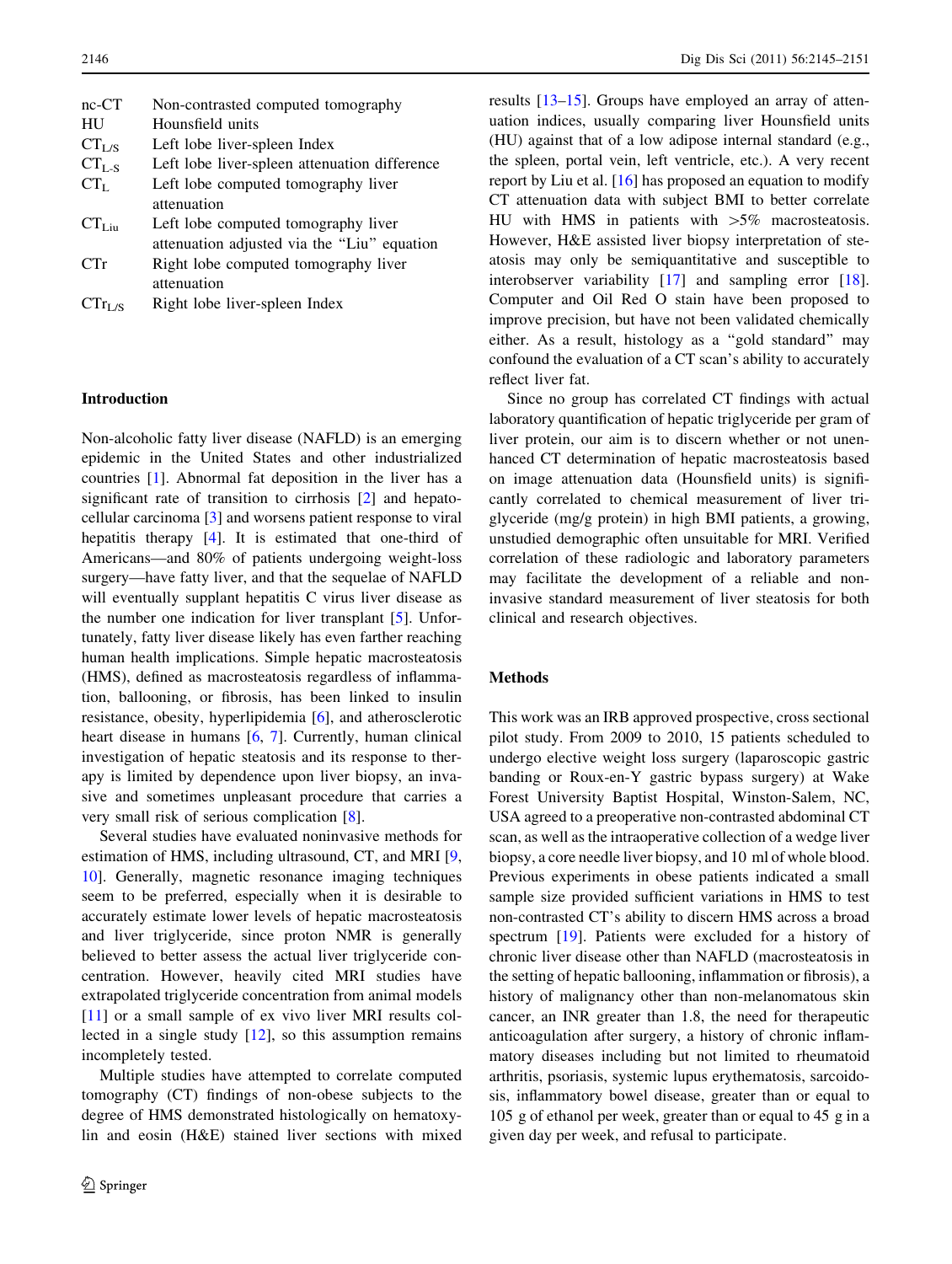| | |
|---|---|
| nc-CT | Non-contrasted computed tomography |
| HU | Hounsfield units |
| $CT_{L/S}$ | Left lobe liver-spleen Index |
| $CT_{L-S}$ | Left lobe liver-spleen attenuation difference |
| $CT_{L}$ | Left lobe computed tomography liver attenuation |
| $CT_{Liu}$ | Left lobe computed tomography liver attenuation adjusted via the "Liu" equation |
| CTr | Right lobe computed tomography liver attenuation |
| $CTr_{L/S}$ | Right lobe liver-spleen Index |

## Introduction

Non-alcoholic fatty liver disease (NAFLD) is an emerging epidemic in the United States and other industrialized countries [1]. Abnormal fat deposition in the liver has a significant rate of transition to cirrhosis [2] and hepatocellular carcinoma [3] and worsens patient response to viral hepatitis therapy [4]. It is estimated that one-third of Americans—and 80% of patients undergoing weight-loss surgery—have fatty liver, and that the sequelae of NAFLD will eventually supplant hepatitis C virus liver disease as the number one indication for liver transplant [5]. Unfortunately, fatty liver disease likely has even farther reaching human health implications. Simple hepatic macrosteatosis (HMS), defined as macrosteatosis regardless of inflammation, ballooning, or fibrosis, has been linked to insulin resistance, obesity, hyperlipidemia [6], and atherosclerotic heart disease in humans [6, 7]. Currently, human clinical investigation of hepatic steatosis and its response to therapy is limited by dependence upon liver biopsy, an invasive and sometimes unpleasant procedure that carries a very small risk of serious complication [8].

Several studies have evaluated noninvasive methods for estimation of HMS, including ultrasound, CT, and MRI [9, 10]. Generally, magnetic resonance imaging techniques seem to be preferred, especially when it is desirable to accurately estimate lower levels of hepatic macrosteatosis and liver triglyceride, since proton NMR is generally believed to better assess the actual liver triglyceride concentration. However, heavily cited MRI studies have extrapolated triglyceride concentration from animal models [11] or a small sample of ex vivo liver MRI results collected in a single study [12], so this assumption remains incompletely tested.

Multiple studies have attempted to correlate computed tomography (CT) findings of non-obese subjects to the degree of HMS demonstrated histologically on hematoxylin and eosin (H&E) stained liver sections with mixed results [13–15]. Groups have employed an array of attenuation indices, usually comparing liver Hounsfield units (HU) against that of a low adipose internal standard (e.g., the spleen, portal vein, left ventricle, etc.). A very recent report by Liu et al. [16] has proposed an equation to modify CT attenuation data with subject BMI to better correlate HU with HMS in patients with >5% macrosteatosis. However, H&E assisted liver biopsy interpretation of steatosis may only be semiquantitative and susceptible to interobserver variability [17] and sampling error [18]. Computer and Oil Red O stain have been proposed to improve precision, but have not been validated chemically either. As a result, histology as a "gold standard" may confound the evaluation of a CT scan's ability to accurately reflect liver fat.

Since no group has correlated CT findings with actual laboratory quantification of hepatic triglyceride per gram of liver protein, our aim is to discern whether or not unenhanced CT determination of hepatic macrosteatosis based on image attenuation data (Hounsfield units) is significantly correlated to chemical measurement of liver triglyceride (mg/g protein) in high BMI patients, a growing, unstudied demographic often unsuitable for MRI. Verified correlation of these radiologic and laboratory parameters may facilitate the development of a reliable and non-invasive standard measurement of liver steatosis for both clinical and research objectives.

## Methods

This work was an IRB approved prospective, cross sectional pilot study. From 2009 to 2010, 15 patients scheduled to undergo elective weight loss surgery (laparoscopic gastric banding or Roux-en-Y gastric bypass surgery) at Wake Forest University Baptist Hospital, Winston-Salem, NC, USA agreed to a preoperative non-contrasted abdominal CT scan, as well as the intraoperative collection of a wedge liver biopsy, a core needle liver biopsy, and 10 ml of whole blood. Previous experiments in obese patients indicated a small sample size provided sufficient variations in HMS to test non-contrasted CT's ability to discern HMS across a broad spectrum [19]. Patients were excluded for a history of chronic liver disease other than NAFLD (macrosteatosis in the setting of hepatic ballooning, inflammation or fibrosis), a history of malignancy other than non-melanomatous skin cancer, an INR greater than 1.8, the need for therapeutic anticoagulation after surgery, a history of chronic inflammatory diseases including but not limited to rheumatoid arthritis, psoriasis, systemic lupus erythematosis, sarcoidosis, inflammatory bowel disease, greater than or equal to 105 g of ethanol per week, greater than or equal to 45 g in a given day per week, and refusal to participate.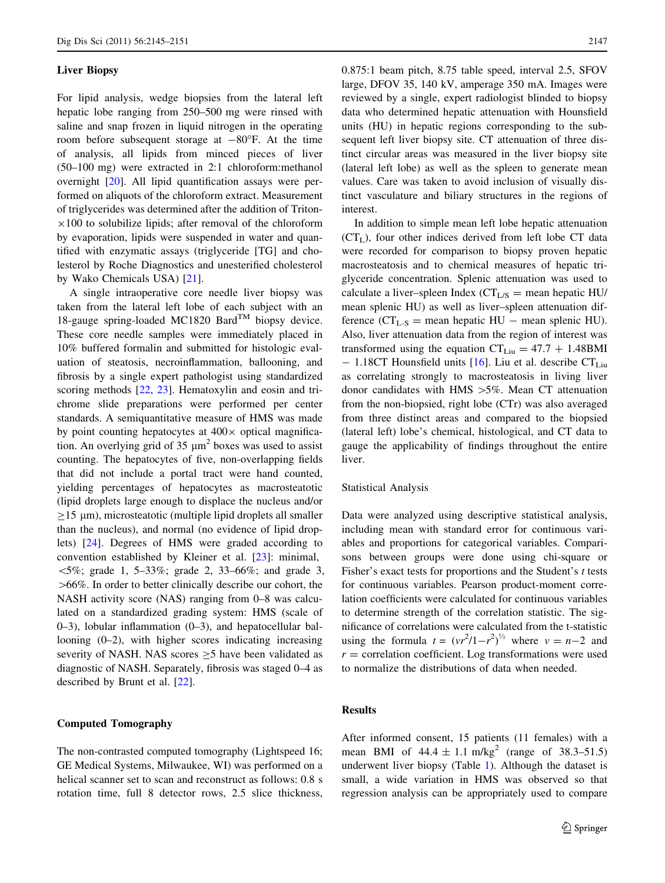### Liver Biopsy

For lipid analysis, wedge biopsies from the lateral left hepatic lobe ranging from 250–500 mg were rinsed with saline and snap frozen in liquid nitrogen in the operating room before subsequent storage at −80°F. At the time of analysis, all lipids from minced pieces of liver (50–100 mg) were extracted in 2:1 chloroform:methanol overnight [20]. All lipid quantification assays were performed on aliquots of the chloroform extract. Measurement of triglycerides was determined after the addition of Triton-×100 to solubilize lipids; after removal of the chloroform by evaporation, lipids were suspended in water and quantified with enzymatic assays (triglyceride [TG] and cholesterol by Roche Diagnostics and unesterified cholesterol by Wako Chemicals USA) [21].

A single intraoperative core needle liver biopsy was taken from the lateral left lobe of each subject with an 18-gauge spring-loaded MC1820 Bard™ biopsy device. These core needle samples were immediately placed in 10% buffered formalin and submitted for histologic evaluation of steatosis, necroinflammation, ballooning, and fibrosis by a single expert pathologist using standardized scoring methods [22, 23]. Hematoxylin and eosin and trichrome slide preparations were performed per center standards. A semiquantitative measure of HMS was made by point counting hepatocytes at 400× optical magnification. An overlying grid of 35 μm$^2$ boxes was used to assist counting. The hepatocytes of five, non-overlapping fields that did not include a portal tract were hand counted, yielding percentages of hepatocytes as macrosteatotic (lipid droplets large enough to displace the nucleus and/or ≥15 μm), microsteatotic (multiple lipid droplets all smaller than the nucleus), and normal (no evidence of lipid droplets) [24]. Degrees of HMS were graded according to convention established by Kleiner et al. [23]: minimal, <5%; grade 1, 5–33%; grade 2, 33–66%; and grade 3, >66%. In order to better clinically describe our cohort, the NASH activity score (NAS) ranging from 0–8 was calculated on a standardized grading system: HMS (scale of 0–3), lobular inflammation (0–3), and hepatocellular ballooning (0–2), with higher scores indicating increasing severity of NASH. NAS scores ≥5 have been validated as diagnostic of NASH. Separately, fibrosis was staged 0–4 as described by Brunt et al. [22].

### Computed Tomography

The non-contrasted computed tomography (Lightspeed 16; GE Medical Systems, Milwaukee, WI) was performed on a helical scanner set to scan and reconstruct as follows: 0.8 s rotation time, full 8 detector rows, 2.5 slice thickness, 0.875:1 beam pitch, 8.75 table speed, interval 2.5, SFOV large, DFOV 35, 140 kV, amperage 350 mA. Images were reviewed by a single, expert radiologist blinded to biopsy data who determined hepatic attenuation with Hounsfield units (HU) in hepatic regions corresponding to the subsequent left liver biopsy site. CT attenuation of three distinct circular areas was measured in the liver biopsy site (lateral left lobe) as well as the spleen to generate mean values. Care was taken to avoid inclusion of visually distinct vasculature and biliary structures in the regions of interest.

In addition to simple mean left lobe hepatic attenuation ($CT_L$), four other indices derived from left lobe CT data were recorded for comparison to biopsy proven hepatic macrosteatosis and to chemical measures of hepatic triglyceride concentration. Splenic attenuation was used to calculate a liver–spleen Index ($CT_{L/S}$ = mean hepatic HU/mean splenic HU) as well as liver–spleen attenuation difference ($CT_{L\text{-}S}$ = mean hepatic HU − mean splenic HU). Also, liver attenuation data from the region of interest was transformed using the equation $CT_{Liu} = 47.7 + 1.48\text{BMI} - 1.18\text{CT}$ Hounsfield units [16]. Liu et al. describe $CT_{Liu}$ as correlating strongly to macrosteatosis in living liver donor candidates with HMS >5%. Mean CT attenuation from the non-biopsied, right lobe (CTr) was also averaged from three distinct areas and compared to the biopsied (lateral left) lobe's chemical, histological, and CT data to gauge the applicability of findings throughout the entire liver.

#### Statistical Analysis

Data were analyzed using descriptive statistical analysis, including mean with standard error for continuous variables and proportions for categorical variables. Comparisons between groups were done using chi-square or Fisher's exact tests for proportions and the Student's *t* tests for continuous variables. Pearson product-moment correlation coefficients were calculated for continuous variables to determine strength of the correlation statistic. The significance of correlations were calculated from the t-statistic using the formula $t = (vr^2/1-r^2)^{1/2}$ where $v = n-2$ and $r$ = correlation coefficient. Log transformations were used to normalize the distributions of data when needed.

## Results

After informed consent, 15 patients (11 females) with a mean BMI of 44.4 ± 1.1 m/kg$^2$ (range of 38.3–51.5) underwent liver biopsy (Table 1). Although the dataset is small, a wide variation in HMS was observed so that regression analysis can be appropriately used to compare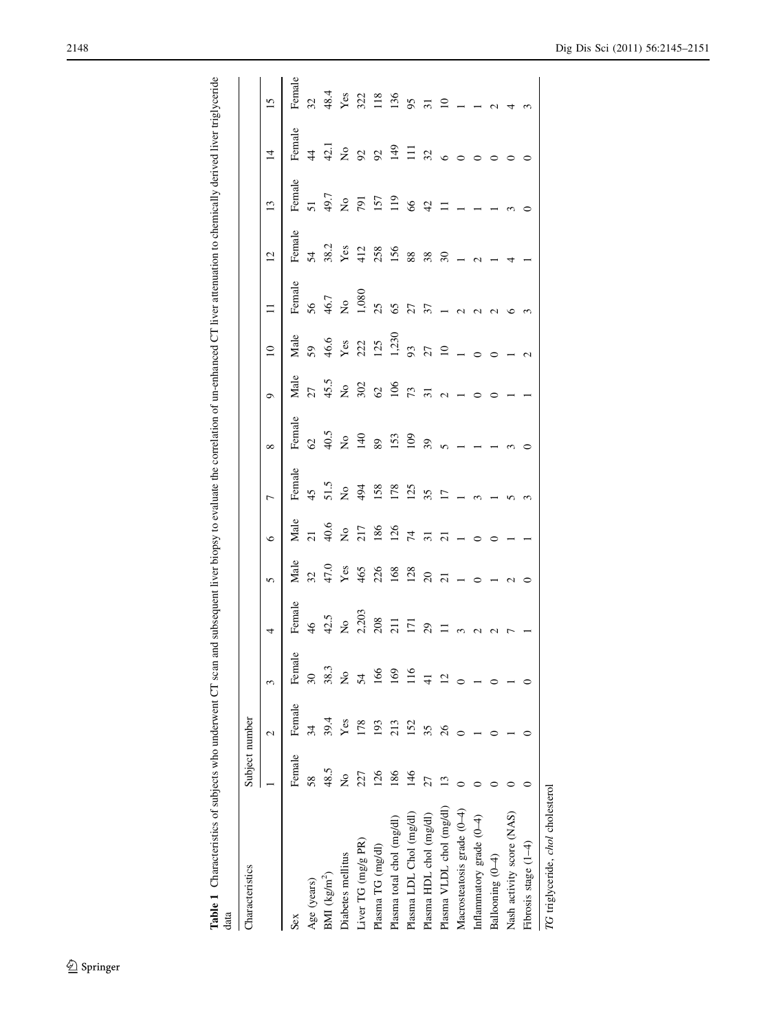**Table 1** Characteristics of subjects who underwent CT scan and subsequent liver biopsy to evaluate the correlation of un-enhanced CT liver attenuation to chemically derived liver triglyceride data

| Characteristics | Subject number | | | | | | | | | | | | | | |
|---|---|---|---|---|---|---|---|---|---|---|---|---|---|---|---|
| | 1 | 2 | 3 | 4 | 5 | 6 | 7 | 8 | 9 | 10 | 11 | 12 | 13 | 14 | 15 |
| Sex | Female | Female | Female | Female | Male | Male | Female | Female | Male | Male | Female | Female | Female | Female | Female |
| Age (years) | 58 | 34 | 30 | 46 | 32 | 21 | 45 | 62 | 27 | 59 | 56 | 54 | 51 | 44 | 32 |
| BMI (kg/m$^2$) | 48.5 | 39.4 | 38.3 | 42.5 | 47.0 | 40.6 | 51.5 | 40.5 | 45.5 | 46.6 | 46.7 | 38.2 | 49.7 | 42.1 | 48.4 |
| Diabetes mellitus | No | Yes | No | No | Yes | No | No | No | No | Yes | No | Yes | No | No | Yes |
| Liver TG (mg/g PR) | 227 | 178 | 54 | 2,203 | 465 | 217 | 494 | 140 | 302 | 222 | 1,080 | 412 | 791 | 92 | 322 |
| Plasma TG (mg/dl) | 126 | 193 | 166 | 208 | 226 | 186 | 158 | 89 | 62 | 125 | 25 | 258 | 157 | 92 | 118 |
| Plasma total chol (mg/dl) | 186 | 213 | 169 | 211 | 168 | 126 | 178 | 153 | 106 | 1,230 | 65 | 156 | 119 | 149 | 136 |
| Plasma LDL Chol (mg/dl) | 146 | 152 | 116 | 171 | 128 | 74 | 125 | 109 | 73 | 93 | 27 | 88 | 66 | 111 | 95 |
| Plasma HDL chol (mg/dl) | 27 | 35 | 41 | 29 | 20 | 31 | 35 | 39 | 31 | 27 | 37 | 38 | 42 | 32 | 31 |
| Plasma VLDL chol (mg/dl) | 13 | 26 | 12 | 11 | 21 | 21 | 17 | 5 | 2 | 10 | 1 | 30 | 11 | 6 | 10 |
| Macrosteatosis grade (0–4) | 0 | 0 | 0 | 3 | 1 | 1 | 1 | 1 | 1 | 1 | 2 | 1 | 1 | 0 | 1 |
| Inflammatory grade (0–4) | 0 | 1 | 1 | 2 | 0 | 0 | 3 | 1 | 0 | 0 | 2 | 2 | 1 | 0 | 1 |
| Ballooning (0–4) | 0 | 0 | 0 | 2 | 1 | 0 | 1 | 1 | 0 | 0 | 2 | 1 | 1 | 0 | 2 |
| Nash activity score (NAS) | 0 | 1 | 1 | 7 | 2 | 1 | 5 | 3 | 1 | 1 | 6 | 4 | 3 | 0 | 4 |
| Fibrosis stage (1–4) | 0 | 0 | 0 | 1 | 0 | 1 | 3 | 0 | 1 | 2 | 3 | 1 | 0 | 0 | 3 |

*TG* triglyceride, *chol* cholesterol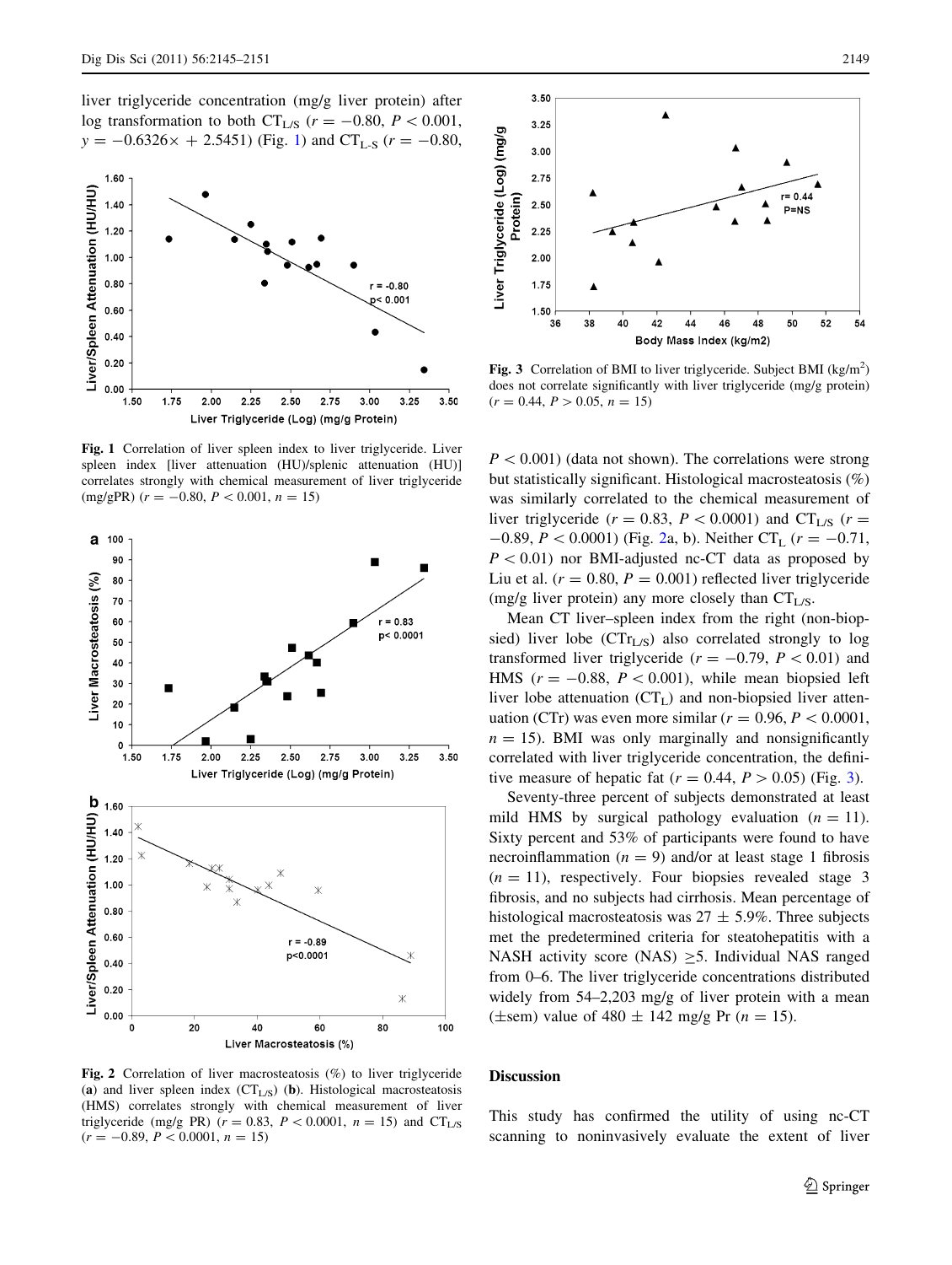liver triglyceride concentration (mg/g liver protein) after log transformation to both $CT_{L/S}$ ($r = -0.80$, $P < 0.001$, $y = -0.6326\times + 2.5451$) (Fig. 1) and $CT_{L-S}$ ($r = -0.80$,

Fig. 1 Correlation of liver spleen index to liver triglyceride. Liver spleen index [liver attenuation (HU)/splenic attenuation (HU)] correlates strongly with chemical measurement of liver triglyceride (mg/gPR) ($r = -0.80$, $P < 0.001$, $n = 15$)

Fig. 2 Correlation of liver macrosteatosis (%) to liver triglyceride (**a**) and liver spleen index ($CT_{L/S}$) (**b**). Histological macrosteatosis (HMS) correlates strongly with chemical measurement of liver triglyceride (mg/g PR) ($r = 0.83$, $P < 0.0001$, $n = 15$) and $CT_{L/S}$ ($r = -0.89$, $P < 0.0001$, $n = 15$)

Fig. 3 Correlation of BMI to liver triglyceride. Subject BMI (kg/m$^2$) does not correlate significantly with liver triglyceride (mg/g protein) ($r = 0.44$, $P > 0.05$, $n = 15$)

$P < 0.001$) (data not shown). The correlations were strong but statistically significant. Histological macrosteatosis (%) was similarly correlated to the chemical measurement of liver triglyceride ($r = 0.83$, $P < 0.0001$) and $CT_{L/S}$ ($r = -0.89$, $P < 0.0001$) (Fig. 2a, b). Neither $CT_L$ ($r = -0.71$, $P < 0.01$) nor BMI-adjusted nc-CT data as proposed by Liu et al. ($r = 0.80$, $P = 0.001$) reflected liver triglyceride (mg/g liver protein) any more closely than $CT_{L/S}$.

Mean CT liver–spleen index from the right (non-biopsied) liver lobe ($CTr_{L/S}$) also correlated strongly to log transformed liver triglyceride ($r = -0.79$, $P < 0.01$) and HMS ($r = -0.88$, $P < 0.001$), while mean biopsied left liver lobe attenuation ($CT_L$) and non-biopsied liver attenuation (CTr) was even more similar ($r = 0.96$, $P < 0.0001$, $n = 15$). BMI was only marginally and nonsignificantly correlated with liver triglyceride concentration, the definitive measure of hepatic fat ($r = 0.44$, $P > 0.05$) (Fig. 3).

Seventy-three percent of subjects demonstrated at least mild HMS by surgical pathology evaluation ($n = 11$). Sixty percent and 53% of participants were found to have necroinflammation ($n = 9$) and/or at least stage 1 fibrosis ($n = 11$), respectively. Four biopsies revealed stage 3 fibrosis, and no subjects had cirrhosis. Mean percentage of histological macrosteatosis was $27 \pm 5.9\%$. Three subjects met the predetermined criteria for steatohepatitis with a NASH activity score (NAS) $\geq 5$. Individual NAS ranged from 0–6. The liver triglyceride concentrations distributed widely from 54–2,203 mg/g of liver protein with a mean ($\pm$sem) value of $480 \pm 142$ mg/g Pr ($n = 15$).

## Discussion

This study has confirmed the utility of using nc-CT scanning to noninvasively evaluate the extent of liver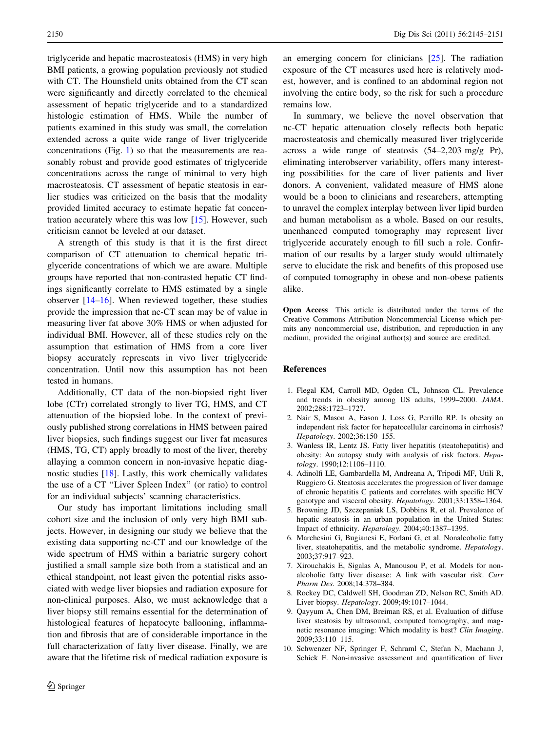triglyceride and hepatic macrosteatosis (HMS) in very high BMI patients, a growing population previously not studied with CT. The Hounsfield units obtained from the CT scan were significantly and directly correlated to the chemical assessment of hepatic triglyceride and to a standardized histologic estimation of HMS. While the number of patients examined in this study was small, the correlation extended across a quite wide range of liver triglyceride concentrations (Fig. 1) so that the measurements are reasonably robust and provide good estimates of triglyceride concentrations across the range of minimal to very high macrosteatosis. CT assessment of hepatic steatosis in earlier studies was criticized on the basis that the modality provided limited accuracy to estimate hepatic fat concentration accurately where this was low [15]. However, such criticism cannot be leveled at our dataset.

A strength of this study is that it is the first direct comparison of CT attenuation to chemical hepatic triglyceride concentrations of which we are aware. Multiple groups have reported that non-contrasted hepatic CT findings significantly correlate to HMS estimated by a single observer [14–16]. When reviewed together, these studies provide the impression that nc-CT scan may be of value in measuring liver fat above 30% HMS or when adjusted for individual BMI. However, all of these studies rely on the assumption that estimation of HMS from a core liver biopsy accurately represents in vivo liver triglyceride concentration. Until now this assumption has not been tested in humans.

Additionally, CT data of the non-biopsied right liver lobe (CTr) correlated strongly to liver TG, HMS, and CT attenuation of the biopsied lobe. In the context of previously published strong correlations in HMS between paired liver biopsies, such findings suggest our liver fat measures (HMS, TG, CT) apply broadly to most of the liver, thereby allaying a common concern in non-invasive hepatic diagnostic studies [18]. Lastly, this work chemically validates the use of a CT "Liver Spleen Index" (or ratio) to control for an individual subjects' scanning characteristics.

Our study has important limitations including small cohort size and the inclusion of only very high BMI subjects. However, in designing our study we believe that the existing data supporting nc-CT and our knowledge of the wide spectrum of HMS within a bariatric surgery cohort justified a small sample size both from a statistical and an ethical standpoint, not least given the potential risks associated with wedge liver biopsies and radiation exposure for non-clinical purposes. Also, we must acknowledge that a liver biopsy still remains essential for the determination of histological features of hepatocyte ballooning, inflammation and fibrosis that are of considerable importance in the full characterization of fatty liver disease. Finally, we are aware that the lifetime risk of medical radiation exposure is an emerging concern for clinicians [25]. The radiation exposure of the CT measures used here is relatively modest, however, and is confined to an abdominal region not involving the entire body, so the risk for such a procedure remains low.

In summary, we believe the novel observation that nc-CT hepatic attenuation closely reflects both hepatic macrosteatosis and chemically measured liver triglyceride across a wide range of steatosis (54–2,203 mg/g Pr), eliminating interobserver variability, offers many interesting possibilities for the care of liver patients and liver donors. A convenient, validated measure of HMS alone would be a boon to clinicians and researchers, attempting to unravel the complex interplay between liver lipid burden and human metabolism as a whole. Based on our results, unenhanced computed tomography may represent liver triglyceride accurately enough to fill such a role. Confirmation of our results by a larger study would ultimately serve to elucidate the risk and benefits of this proposed use of computed tomography in obese and non-obese patients alike.

**Open Access** This article is distributed under the terms of the Creative Commons Attribution Noncommercial License which permits any noncommercial use, distribution, and reproduction in any medium, provided the original author(s) and source are credited.

## References

1. Flegal KM, Carroll MD, Ogden CL, Johnson CL. Prevalence and trends in obesity among US adults, 1999–2000. *JAMA*. 2002;288:1723–1727.
2. Nair S, Mason A, Eason J, Loss G, Perrillo RP. Is obesity an independent risk factor for hepatocellular carcinoma in cirrhosis? *Hepatology*. 2002;36:150–155.
3. Wanless IR, Lentz JS. Fatty liver hepatitis (steatohepatitis) and obesity: An autopsy study with analysis of risk factors. *Hepatology*. 1990;12:1106–1110.
4. Adinolfi LE, Gambardella M, Andreana A, Tripodi MF, Utili R, Ruggiero G. Steatosis accelerates the progression of liver damage of chronic hepatitis C patients and correlates with specific HCV genotype and visceral obesity. *Hepatology*. 2001;33:1358–1364.
5. Browning JD, Szczepaniak LS, Dobbins R, et al. Prevalence of hepatic steatosis in an urban population in the United States: Impact of ethnicity. *Hepatology*. 2004;40:1387–1395.
6. Marchesini G, Bugianesi E, Forlani G, et al. Nonalcoholic fatty liver, steatohepatitis, and the metabolic syndrome. *Hepatology*. 2003;37:917–923.
7. Xirouchakis E, Sigalas A, Manousou P, et al. Models for non-alcoholic fatty liver disease: A link with vascular risk. *Curr Pharm Des*. 2008;14:378–384.
8. Rockey DC, Caldwell SH, Goodman ZD, Nelson RC, Smith AD. Liver biopsy. *Hepatology*. 2009;49:1017–1044.
9. Qayyum A, Chen DM, Breiman RS, et al. Evaluation of diffuse liver steatosis by ultrasound, computed tomography, and magnetic resonance imaging: Which modality is best? *Clin Imaging*. 2009;33:110–115.
10. Schwenzer NF, Springer F, Schraml C, Stefan N, Machann J, Schick F. Non-invasive assessment and quantification of liver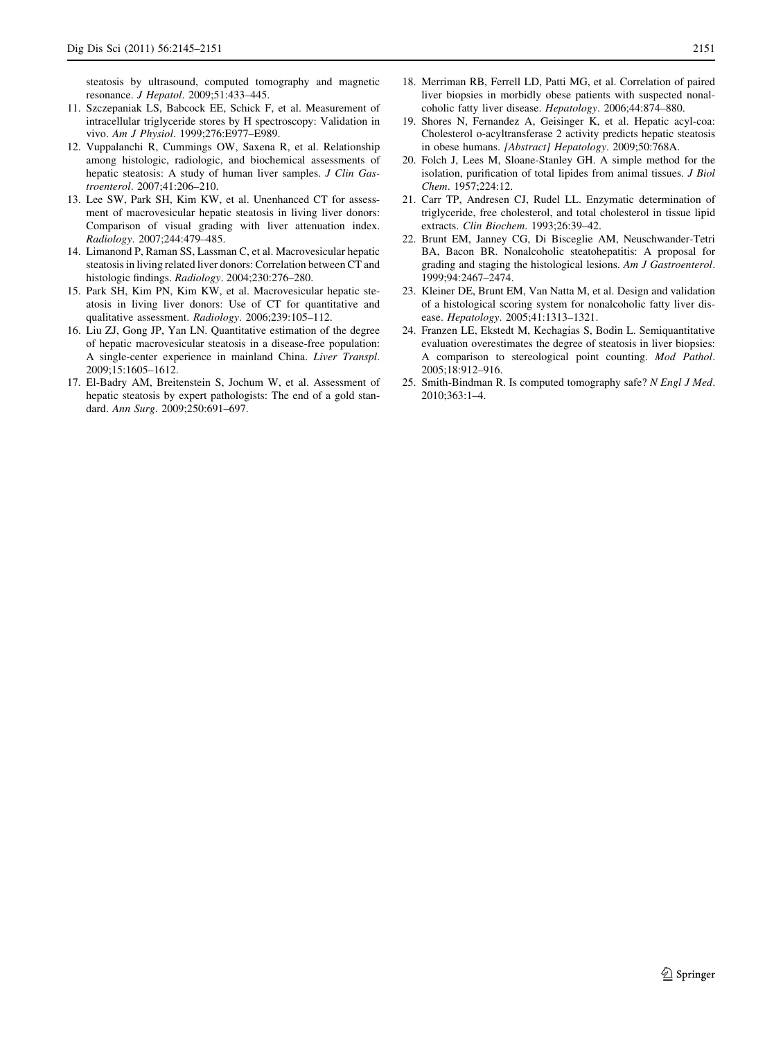steatosis by ultrasound, computed tomography and magnetic resonance. *J Hepatol*. 2009;51:433–445.

11. Szczepaniak LS, Babcock EE, Schick F, et al. Measurement of intracellular triglyceride stores by H spectroscopy: Validation in vivo. *Am J Physiol*. 1999;276:E977–E989.
12. Vuppalanchi R, Cummings OW, Saxena R, et al. Relationship among histologic, radiologic, and biochemical assessments of hepatic steatosis: A study of human liver samples. *J Clin Gastroenterol*. 2007;41:206–210.
13. Lee SW, Park SH, Kim KW, et al. Unenhanced CT for assessment of macrovesicular hepatic steatosis in living liver donors: Comparison of visual grading with liver attenuation index. *Radiology*. 2007;244:479–485.
14. Limanond P, Raman SS, Lassman C, et al. Macrovesicular hepatic steatosis in living related liver donors: Correlation between CT and histologic findings. *Radiology*. 2004;230:276–280.
15. Park SH, Kim PN, Kim KW, et al. Macrovesicular hepatic steatosis in living liver donors: Use of CT for quantitative and qualitative assessment. *Radiology*. 2006;239:105–112.
16. Liu ZJ, Gong JP, Yan LN. Quantitative estimation of the degree of hepatic macrovesicular steatosis in a disease-free population: A single-center experience in mainland China. *Liver Transpl*. 2009;15:1605–1612.
17. El-Badry AM, Breitenstein S, Jochum W, et al. Assessment of hepatic steatosis by expert pathologists: The end of a gold standard. *Ann Surg*. 2009;250:691–697.
18. Merriman RB, Ferrell LD, Patti MG, et al. Correlation of paired liver biopsies in morbidly obese patients with suspected nonalcoholic fatty liver disease. *Hepatology*. 2006;44:874–880.
19. Shores N, Fernandez A, Geisinger K, et al. Hepatic acyl-coa: Cholesterol o-acyltransferase 2 activity predicts hepatic steatosis in obese humans. *[Abstract] Hepatology*. 2009;50:768A.
20. Folch J, Lees M, Sloane-Stanley GH. A simple method for the isolation, purification of total lipides from animal tissues. *J Biol Chem*. 1957;224:12.
21. Carr TP, Andresen CJ, Rudel LL. Enzymatic determination of triglyceride, free cholesterol, and total cholesterol in tissue lipid extracts. *Clin Biochem*. 1993;26:39–42.
22. Brunt EM, Janney CG, Di Bisceglie AM, Neuschwander-Tetri BA, Bacon BR. Nonalcoholic steatohepatitis: A proposal for grading and staging the histological lesions. *Am J Gastroenterol*. 1999;94:2467–2474.
23. Kleiner DE, Brunt EM, Van Natta M, et al. Design and validation of a histological scoring system for nonalcoholic fatty liver disease. *Hepatology*. 2005;41:1313–1321.
24. Franzen LE, Ekstedt M, Kechagias S, Bodin L. Semiquantitative evaluation overestimates the degree of steatosis in liver biopsies: A comparison to stereological point counting. *Mod Pathol*. 2005;18:912–916.
25. Smith-Bindman R. Is computed tomography safe? *N Engl J Med*. 2010;363:1–4.